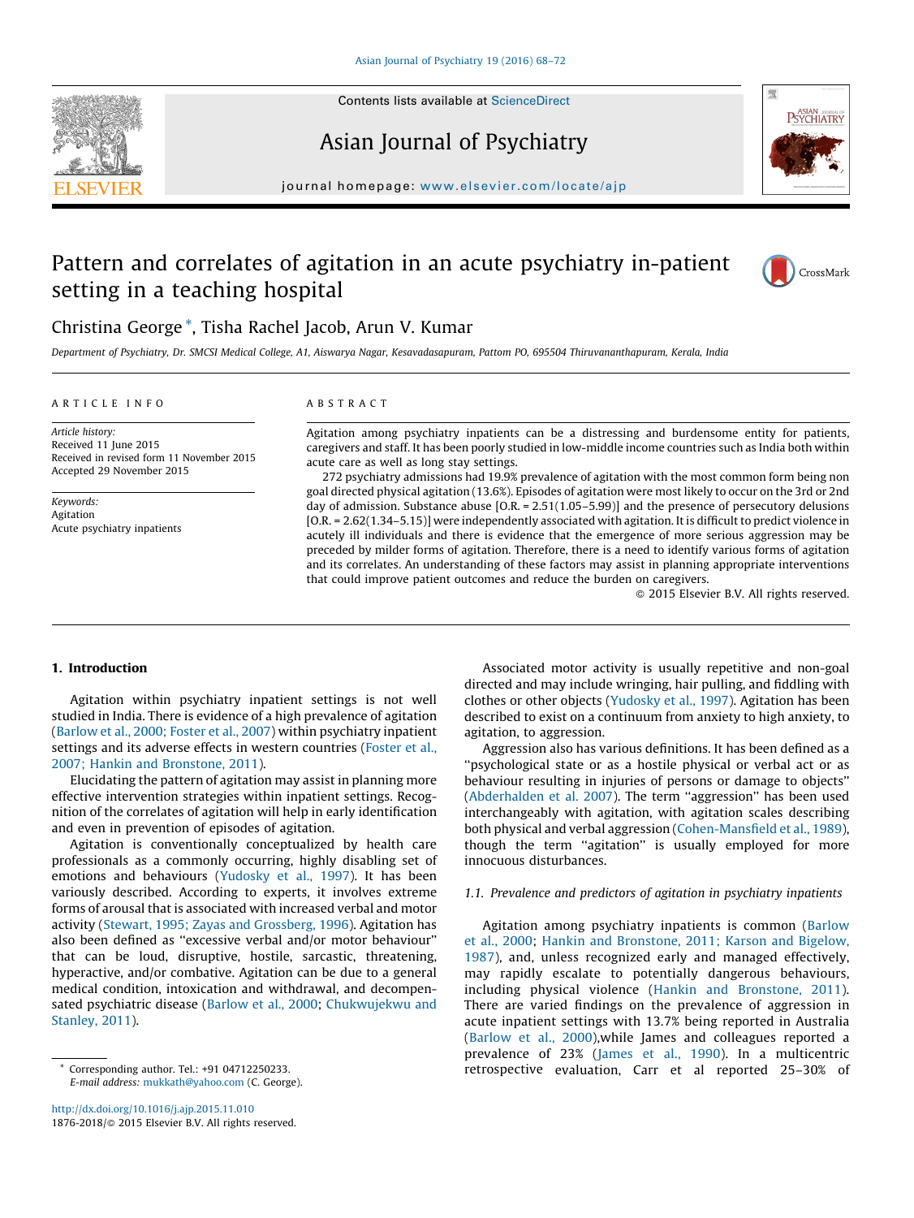# Pattern and correlates of agitation in an acute psychiatry in-patient setting in a teaching hospital

Christina George *, Tisha Rachel Jacob, Arun V. Kumar

*Department of Psychiatry, Dr. SMCSI Medical College, A1, Aiswarya Nagar, Kesavadasapuram, Pattom PO, 695504 Thiruvananthapuram, Kerala, India*

**ARTICLE INFO**

*Article history:*
Received 11 June 2015
Received in revised form 11 November 2015
Accepted 29 November 2015

*Keywords:*
Agitation
Acute psychiatry inpatients

**ABSTRACT**

Agitation among psychiatry inpatients can be a distressing and burdensome entity for patients, caregivers and staff. It has been poorly studied in low-middle income countries such as India both within acute care as well as long stay settings.

272 psychiatry admissions had 19.9% prevalence of agitation with the most common form being non goal directed physical agitation (13.6%). Episodes of agitation were most likely to occur on the 3rd or 2nd day of admission. Substance abuse [O.R. = 2.51(1.05–5.99)] and the presence of persecutory delusions [O.R. = 2.62(1.34–5.15)] were independently associated with agitation. It is difficult to predict violence in acutely ill individuals and there is evidence that the emergence of more serious aggression may be preceded by milder forms of agitation. Therefore, there is a need to identify various forms of agitation and its correlates. An understanding of these factors may assist in planning appropriate interventions that could improve patient outcomes and reduce the burden on caregivers.

© 2015 Elsevier B.V. All rights reserved.

## 1. Introduction

Agitation within psychiatry inpatient settings is not well studied in India. There is evidence of a high prevalence of agitation (Barlow et al., 2000; Foster et al., 2007) within psychiatry inpatient settings and its adverse effects in western countries (Foster et al., 2007; Hankin and Bronstone, 2011).

Elucidating the pattern of agitation may assist in planning more effective intervention strategies within inpatient settings. Recognition of the correlates of agitation will help in early identification and even in prevention of episodes of agitation.

Agitation is conventionally conceptualized by health care professionals as a commonly occurring, highly disabling set of emotions and behaviours (Yudosky et al., 1997). It has been variously described. According to experts, it involves extreme forms of arousal that is associated with increased verbal and motor activity (Stewart, 1995; Zayas and Grossberg, 1996). Agitation has also been defined as "excessive verbal and/or motor behaviour" that can be loud, disruptive, hostile, sarcastic, threatening, hyperactive, and/or combative. Agitation can be due to a general medical condition, intoxication and withdrawal, and decompensated psychiatric disease (Barlow et al., 2000; Chukwujekwu and Stanley, 2011).

Associated motor activity is usually repetitive and non-goal directed and may include wringing, hair pulling, and fiddling with clothes or other objects (Yudosky et al., 1997). Agitation has been described to exist on a continuum from anxiety to high anxiety, to agitation, to aggression.

Aggression also has various definitions. It has been defined as a "psychological state or as a hostile physical or verbal act or as behaviour resulting in injuries of persons or damage to objects" (Abderhalden et al. 2007). The term "aggression" has been used interchangeably with agitation, with agitation scales describing both physical and verbal aggression (Cohen-Mansfield et al., 1989), though the term "agitation" is usually employed for more innocuous disturbances.

### 1.1. Prevalence and predictors of agitation in psychiatry inpatients

Agitation among psychiatry inpatients is common (Barlow et al., 2000; Hankin and Bronstone, 2011; Karson and Bigelow, 1987), and, unless recognized early and managed effectively, may rapidly escalate to potentially dangerous behaviours, including physical violence (Hankin and Bronstone, 2011). There are varied findings on the prevalence of aggression in acute inpatient settings with 13.7% being reported in Australia (Barlow et al., 2000),while James and colleagues reported a prevalence of 23% (James et al., 1990). In a multicentric retrospective evaluation, Carr et al reported 25–30% of

* Corresponding author. Tel.: +91 04712250233.
E-mail address: mukkath@yahoo.com (C. George).

http://dx.doi.org/10.1016/j.ajp.2015.11.010
1876-2018/© 2015 Elsevier B.V. All rights reserved.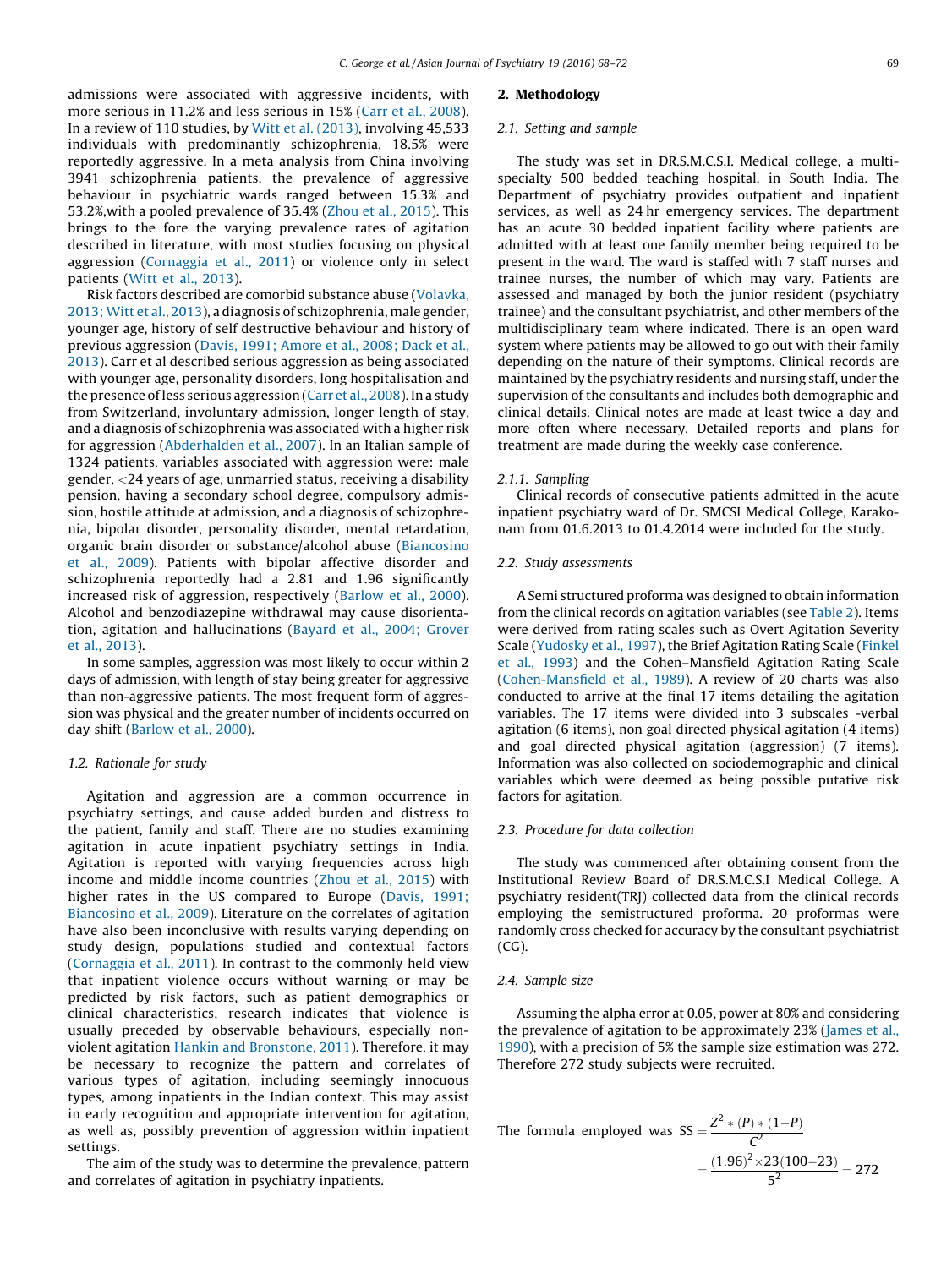admissions were associated with aggressive incidents, with more serious in 11.2% and less serious in 15% (Carr et al., 2008). In a review of 110 studies, by Witt et al. (2013), involving 45,533 individuals with predominantly schizophrenia, 18.5% were reportedly aggressive. In a meta analysis from China involving 3941 schizophrenia patients, the prevalence of aggressive behaviour in psychiatric wards ranged between 15.3% and 53.2%,with a pooled prevalence of 35.4% (Zhou et al., 2015). This brings to the fore the varying prevalence rates of agitation described in literature, with most studies focusing on physical aggression (Cornaggia et al., 2011) or violence only in select patients (Witt et al., 2013).

Risk factors described are comorbid substance abuse (Volavka, 2013; Witt et al., 2013), a diagnosis of schizophrenia, male gender, younger age, history of self destructive behaviour and history of previous aggression (Davis, 1991; Amore et al., 2008; Dack et al., 2013). Carr et al described serious aggression as being associated with younger age, personality disorders, long hospitalisation and the presence of less serious aggression (Carr et al., 2008). In a study from Switzerland, involuntary admission, longer length of stay, and a diagnosis of schizophrenia was associated with a higher risk for aggression (Abderhalden et al., 2007). In an Italian sample of 1324 patients, variables associated with aggression were: male gender, <24 years of age, unmarried status, receiving a disability pension, having a secondary school degree, compulsory admission, hostile attitude at admission, and a diagnosis of schizophrenia, bipolar disorder, personality disorder, mental retardation, organic brain disorder or substance/alcohol abuse (Biancosino et al., 2009). Patients with bipolar affective disorder and schizophrenia reportedly had a 2.81 and 1.96 significantly increased risk of aggression, respectively (Barlow et al., 2000). Alcohol and benzodiazepine withdrawal may cause disorientation, agitation and hallucinations (Bayard et al., 2004; Grover et al., 2013).

In some samples, aggression was most likely to occur within 2 days of admission, with length of stay being greater for aggressive than non-aggressive patients. The most frequent form of aggression was physical and the greater number of incidents occurred on day shift (Barlow et al., 2000).

### 1.2. Rationale for study

Agitation and aggression are a common occurrence in psychiatry settings, and cause added burden and distress to the patient, family and staff. There are no studies examining agitation in acute inpatient psychiatry settings in India. Agitation is reported with varying frequencies across high income and middle income countries (Zhou et al., 2015) with higher rates in the US compared to Europe (Davis, 1991; Biancosino et al., 2009). Literature on the correlates of agitation have also been inconclusive with results varying depending on study design, populations studied and contextual factors (Cornaggia et al., 2011). In contrast to the commonly held view that inpatient violence occurs without warning or may be predicted by risk factors, such as patient demographics or clinical characteristics, research indicates that violence is usually preceded by observable behaviours, especially non-violent agitation Hankin and Bronstone, 2011). Therefore, it may be necessary to recognize the pattern and correlates of various types of agitation, including seemingly innocuous types, among inpatients in the Indian context. This may assist in early recognition and appropriate intervention for agitation, as well as, possibly prevention of aggression within inpatient settings.

The aim of the study was to determine the prevalence, pattern and correlates of agitation in psychiatry inpatients.

## 2. Methodology

### 2.1. Setting and sample

The study was set in DR.S.M.C.S.I. Medical college, a multi-specialty 500 bedded teaching hospital, in South India. The Department of psychiatry provides outpatient and inpatient services, as well as 24 hr emergency services. The department has an acute 30 bedded inpatient facility where patients are admitted with at least one family member being required to be present in the ward. The ward is staffed with 7 staff nurses and trainee nurses, the number of which may vary. Patients are assessed and managed by both the junior resident (psychiatry trainee) and the consultant psychiatrist, and other members of the multidisciplinary team where indicated. There is an open ward system where patients may be allowed to go out with their family depending on the nature of their symptoms. Clinical records are maintained by the psychiatry residents and nursing staff, under the supervision of the consultants and includes both demographic and clinical details. Clinical notes are made at least twice a day and more often where necessary. Detailed reports and plans for treatment are made during the weekly case conference.

#### 2.1.1. Sampling

Clinical records of consecutive patients admitted in the acute inpatient psychiatry ward of Dr. SMCSI Medical College, Karakonam from 01.6.2013 to 01.4.2014 were included for the study.

### 2.2. Study assessments

A Semi structured proforma was designed to obtain information from the clinical records on agitation variables (see Table 2). Items were derived from rating scales such as Overt Agitation Severity Scale (Yudosky et al., 1997), the Brief Agitation Rating Scale (Finkel et al., 1993) and the Cohen–Mansfield Agitation Rating Scale (Cohen-Mansfield et al., 1989). A review of 20 charts was also conducted to arrive at the final 17 items detailing the agitation variables. The 17 items were divided into 3 subscales -verbal agitation (6 items), non goal directed physical agitation (4 items) and goal directed physical agitation (aggression) (7 items). Information was also collected on sociodemographic and clinical variables which were deemed as being possible putative risk factors for agitation.

### 2.3. Procedure for data collection

The study was commenced after obtaining consent from the Institutional Review Board of DR.S.M.C.S.I Medical College. A psychiatry resident(TRJ) collected data from the clinical records employing the semistructured proforma. 20 proformas were randomly cross checked for accuracy by the consultant psychiatrist (CG).

### 2.4. Sample size

Assuming the alpha error at 0.05, power at 80% and considering the prevalence of agitation to be approximately 23% (James et al., 1990), with a precision of 5% the sample size estimation was 272. Therefore 272 study subjects were recruited.

The formula employed was
$$SS = \frac{Z^2 * (P) * (1-P)}{C^2} = \frac{(1.96)^2 \times 23(100-23)}{5^2} = 272$$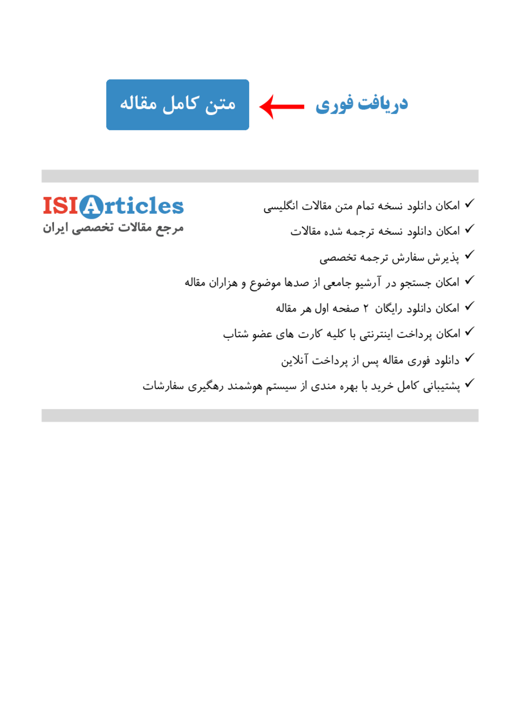دریافت فوری ← متن کامل مقاله

ISIArticles
مرجع مقالات تخصصی ایران

- ✓ امکان دانلود نسخه تمام متن مقالات انگلیسی
- ✓ امکان دانلود نسخه ترجمه شده مقالات
- ✓ پذیرش سفارش ترجمه تخصصی
- ✓ امکان جستجو در آرشیو جامعی از صدها موضوع و هزاران مقاله
- ✓ امکان دانلود رایگان ۲ صفحه اول هر مقاله
- ✓ امکان پرداخت اینترنتی با کلیه کارت های عضو شتاب
- ✓ دانلود فوری مقاله پس از پرداخت آنلاین
- ✓ پشتیبانی کامل خرید با بهره مندی از سیستم هوشمند رهگیری سفارشات